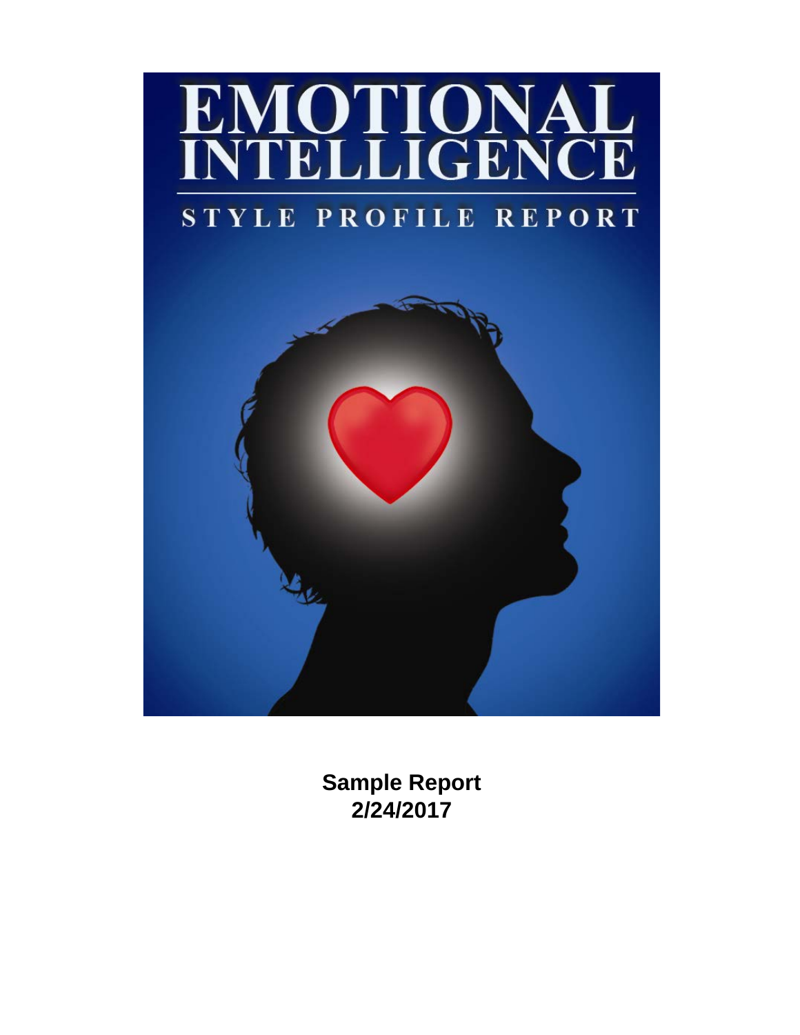# EMOTIONAL INTELLIGENCE

## STYLE PROFILE REPORT

**Sample Report**
**2/24/2017**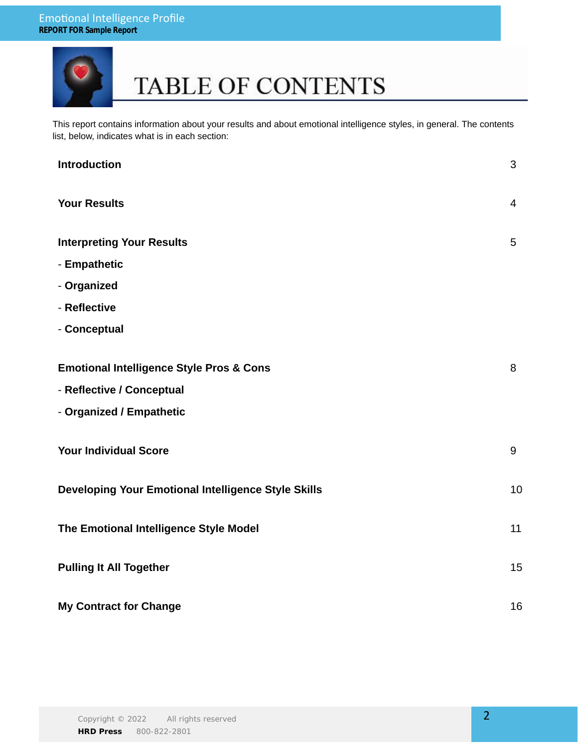# TABLE OF CONTENTS

This report contains information about your results and about emotional intelligence styles, in general. The contents list, below, indicates what is in each section:

| | |
|---|---|
| **Introduction** | 3 |
| **Your Results** | 4 |
| **Interpreting Your Results** | 5 |
| - **Empathetic** | |
| - **Organized** | |
| - **Reflective** | |
| - **Conceptual** | |
| **Emotional Intelligence Style Pros & Cons** | 8 |
| - **Reflective / Conceptual** | |
| - **Organized / Empathetic** | |
| **Your Individual Score** | 9 |
| **Developing Your Emotional Intelligence Style Skills** | 10 |
| **The Emotional Intelligence Style Model** | 11 |
| **Pulling It All Together** | 15 |
| **My Contract for Change** | 16 |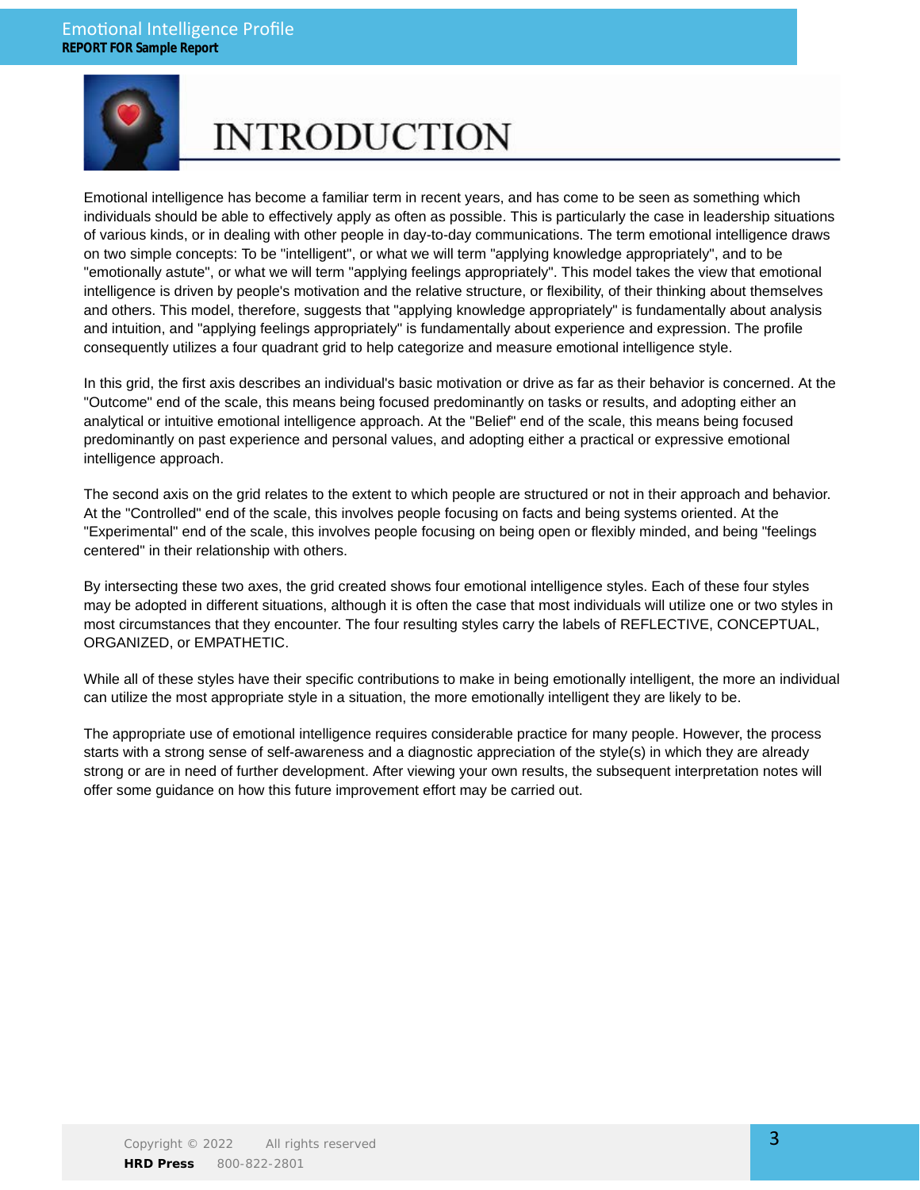# INTRODUCTION

Emotional intelligence has become a familiar term in recent years, and has come to be seen as something which individuals should be able to effectively apply as often as possible. This is particularly the case in leadership situations of various kinds, or in dealing with other people in day-to-day communications. The term emotional intelligence draws on two simple concepts: To be "intelligent", or what we will term "applying knowledge appropriately", and to be "emotionally astute", or what we will term "applying feelings appropriately". This model takes the view that emotional intelligence is driven by people's motivation and the relative structure, or flexibility, of their thinking about themselves and others. This model, therefore, suggests that "applying knowledge appropriately" is fundamentally about analysis and intuition, and "applying feelings appropriately" is fundamentally about experience and expression. The profile consequently utilizes a four quadrant grid to help categorize and measure emotional intelligence style.

In this grid, the first axis describes an individual's basic motivation or drive as far as their behavior is concerned. At the "Outcome" end of the scale, this means being focused predominantly on tasks or results, and adopting either an analytical or intuitive emotional intelligence approach. At the "Belief" end of the scale, this means being focused predominantly on past experience and personal values, and adopting either a practical or expressive emotional intelligence approach.

The second axis on the grid relates to the extent to which people are structured or not in their approach and behavior. At the "Controlled" end of the scale, this involves people focusing on facts and being systems oriented. At the "Experimental" end of the scale, this involves people focusing on being open or flexibly minded, and being "feelings centered" in their relationship with others.

By intersecting these two axes, the grid created shows four emotional intelligence styles. Each of these four styles may be adopted in different situations, although it is often the case that most individuals will utilize one or two styles in most circumstances that they encounter. The four resulting styles carry the labels of REFLECTIVE, CONCEPTUAL, ORGANIZED, or EMPATHETIC.

While all of these styles have their specific contributions to make in being emotionally intelligent, the more an individual can utilize the most appropriate style in a situation, the more emotionally intelligent they are likely to be.

The appropriate use of emotional intelligence requires considerable practice for many people. However, the process starts with a strong sense of self-awareness and a diagnostic appreciation of the style(s) in which they are already strong or are in need of further development. After viewing your own results, the subsequent interpretation notes will offer some guidance on how this future improvement effort may be carried out.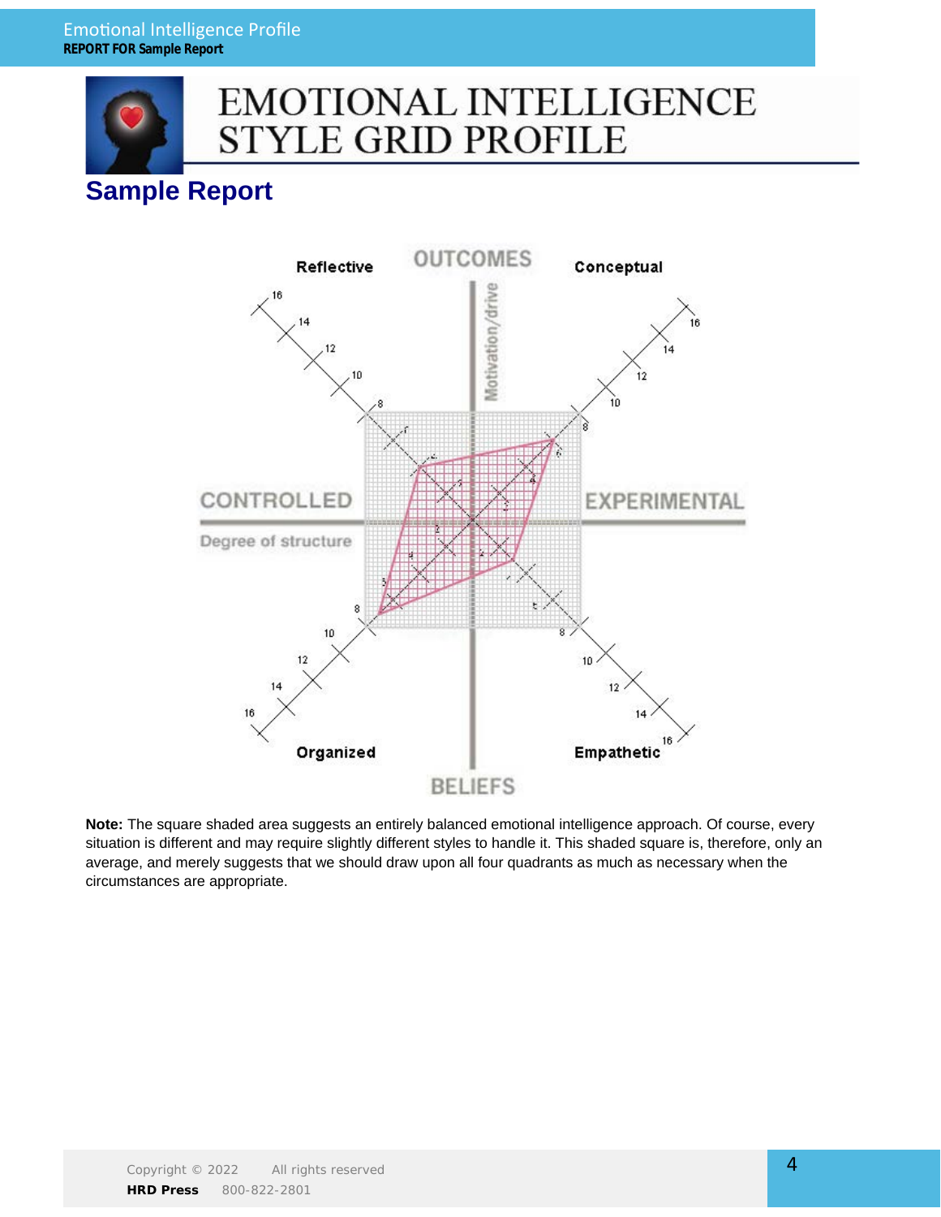# EMOTIONAL INTELLIGENCE STYLE GRID PROFILE

## Sample Report

Reflective OUTCOMES Conceptual

Motivation/drive

CONTROLLED EXPERIMENTAL

Degree of structure

Organized BELIEFS Empathetic

**Note:** The square shaded area suggests an entirely balanced emotional intelligence approach. Of course, every situation is different and may require slightly different styles to handle it. This shaded square is, therefore, only an average, and merely suggests that we should draw upon all four quadrants as much as necessary when the circumstances are appropriate.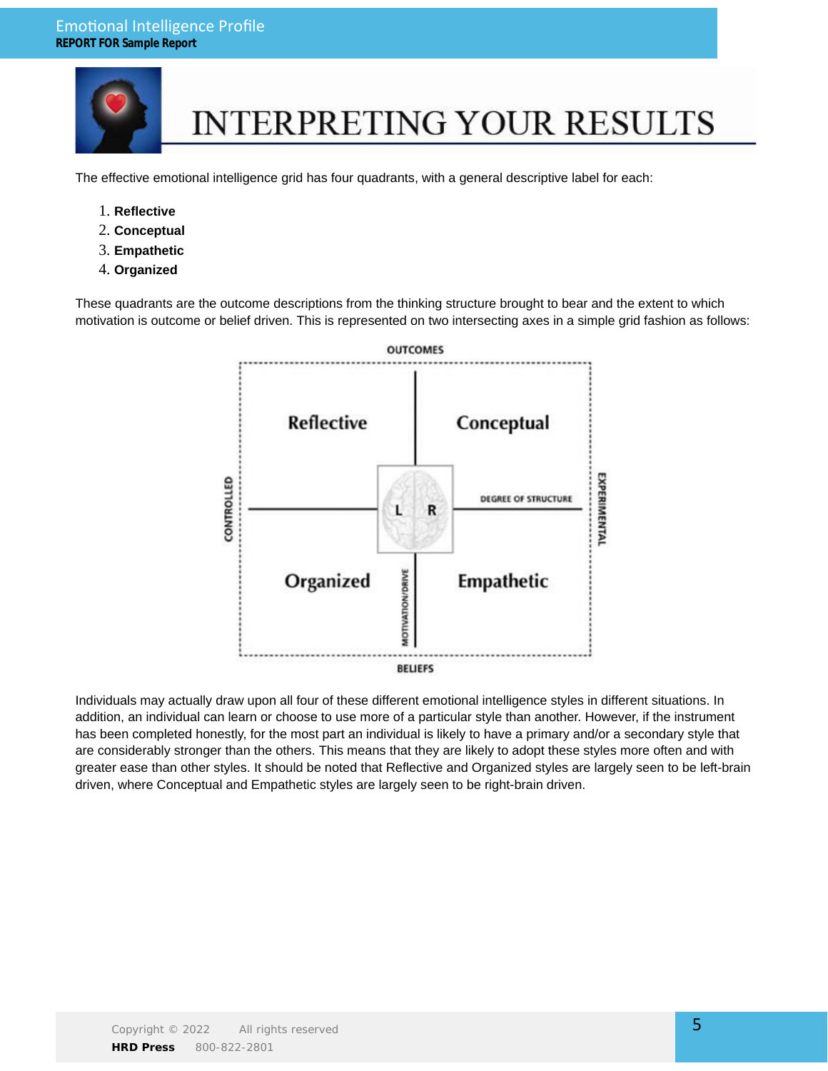# INTERPRETING YOUR RESULTS

The effective emotional intelligence grid has four quadrants, with a general descriptive label for each:

1. **Reflective**
2. **Conceptual**
3. **Empathetic**
4. **Organized**

These quadrants are the outcome descriptions from the thinking structure brought to bear and the extent to which motivation is outcome or belief driven. This is represented on two intersecting axes in a simple grid fashion as follows:

OUTCOMES

| CONTROLLED | | EXPERIMENTAL |
|---|---|---|
| Reflective | | Conceptual |
| Organized | | Empathetic |

BELIEFS

DEGREE OF STRUCTURE — MOTIVATION/DRIVE — L R

Individuals may actually draw upon all four of these different emotional intelligence styles in different situations. In addition, an individual can learn or choose to use more of a particular style than another. However, if the instrument has been completed honestly, for the most part an individual is likely to have a primary and/or a secondary style that are considerably stronger than the others. This means that they are likely to adopt these styles more often and with greater ease than other styles. It should be noted that Reflective and Organized styles are largely seen to be left-brain driven, where Conceptual and Empathetic styles are largely seen to be right-brain driven.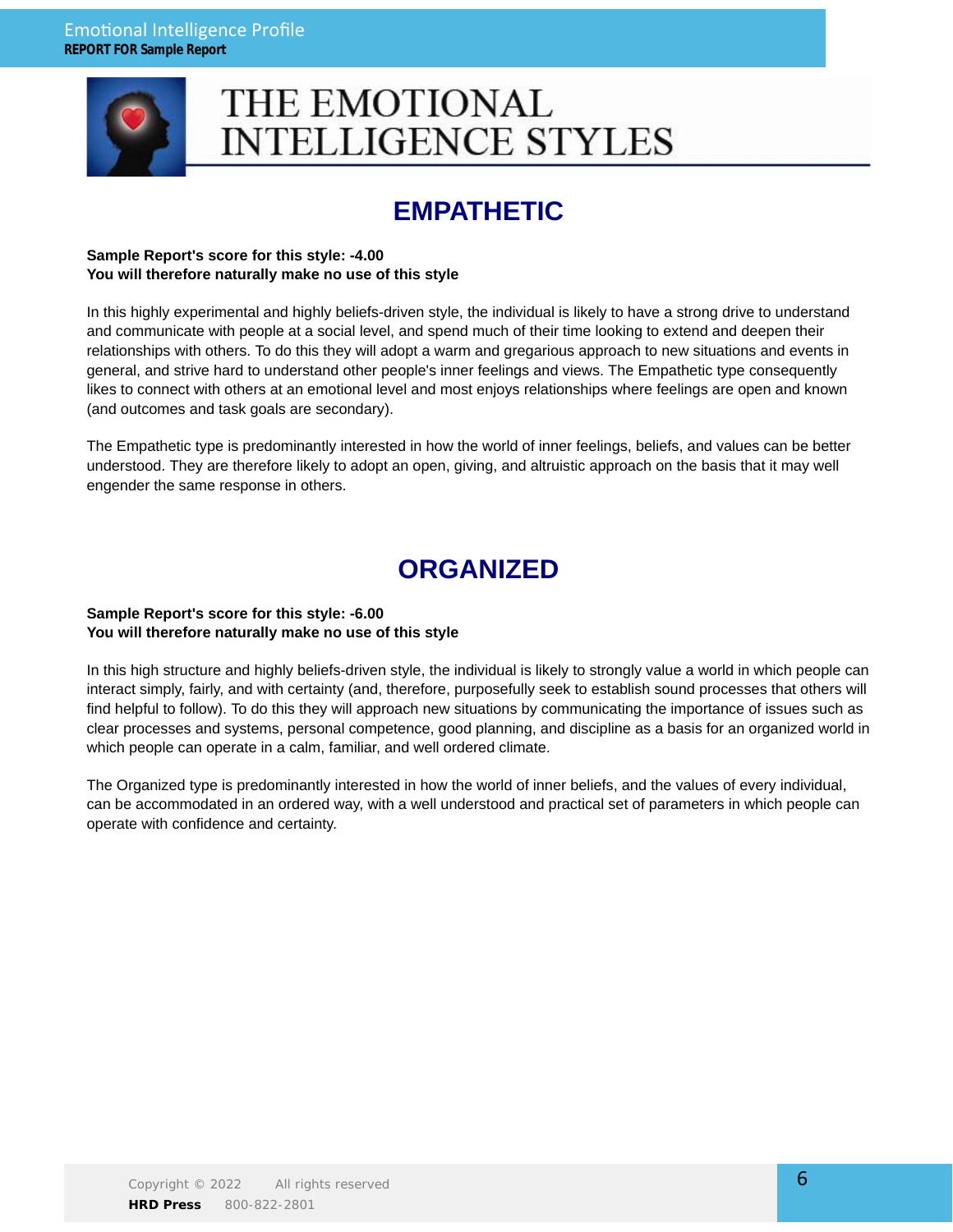# THE EMOTIONAL INTELLIGENCE STYLES

## EMPATHETIC

**Sample Report's score for this style: -4.00**
**You will therefore naturally make no use of this style**

In this highly experimental and highly beliefs-driven style, the individual is likely to have a strong drive to understand and communicate with people at a social level, and spend much of their time looking to extend and deepen their relationships with others. To do this they will adopt a warm and gregarious approach to new situations and events in general, and strive hard to understand other people's inner feelings and views. The Empathetic type consequently likes to connect with others at an emotional level and most enjoys relationships where feelings are open and known (and outcomes and task goals are secondary).

The Empathetic type is predominantly interested in how the world of inner feelings, beliefs, and values can be better understood. They are therefore likely to adopt an open, giving, and altruistic approach on the basis that it may well engender the same response in others.

## ORGANIZED

**Sample Report's score for this style: -6.00**
**You will therefore naturally make no use of this style**

In this high structure and highly beliefs-driven style, the individual is likely to strongly value a world in which people can interact simply, fairly, and with certainty (and, therefore, purposefully seek to establish sound processes that others will find helpful to follow). To do this they will approach new situations by communicating the importance of issues such as clear processes and systems, personal competence, good planning, and discipline as a basis for an organized world in which people can operate in a calm, familiar, and well ordered climate.

The Organized type is predominantly interested in how the world of inner beliefs, and the values of every individual, can be accommodated in an ordered way, with a well understood and practical set of parameters in which people can operate with confidence and certainty.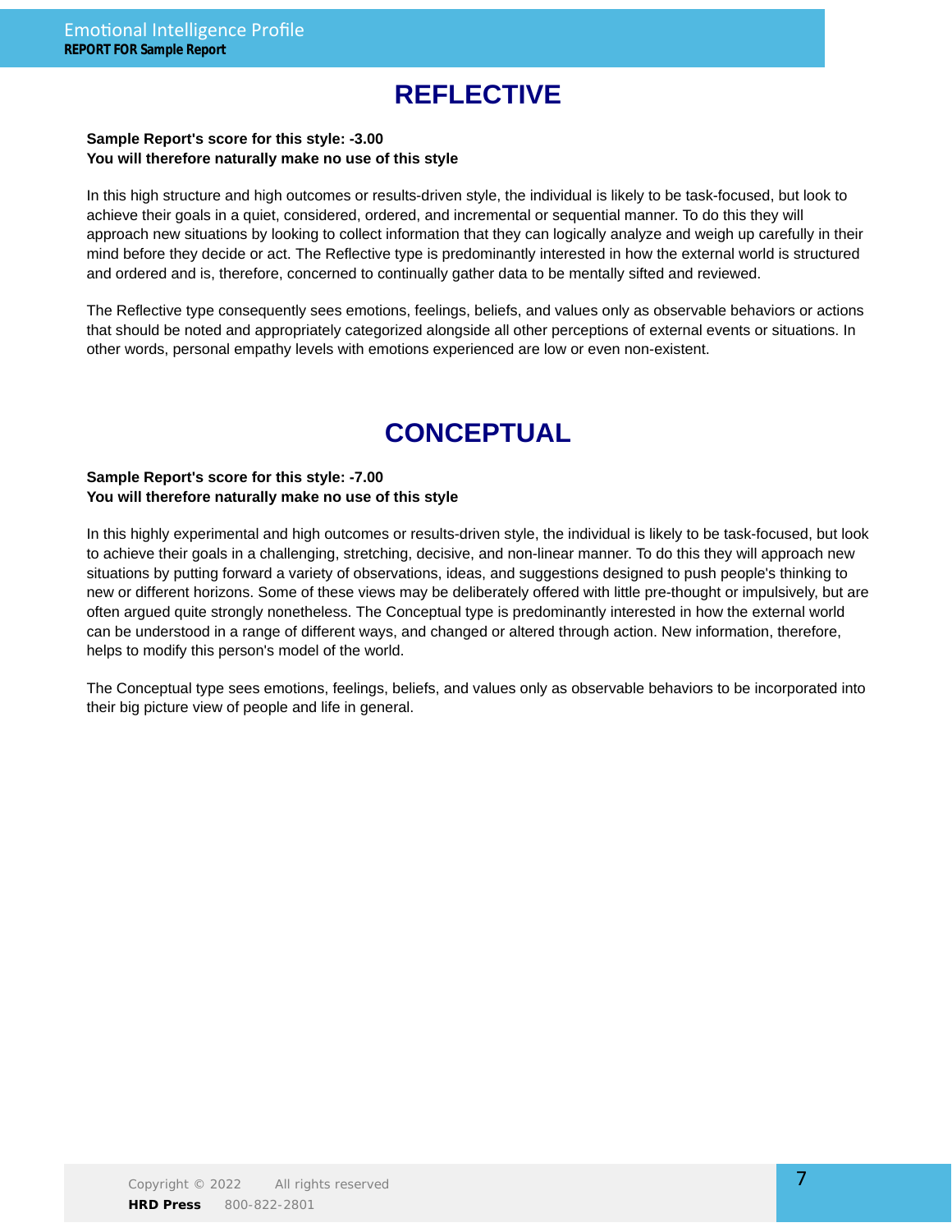# REFLECTIVE

**Sample Report's score for this style: -3.00**
**You will therefore naturally make no use of this style**

In this high structure and high outcomes or results-driven style, the individual is likely to be task-focused, but look to achieve their goals in a quiet, considered, ordered, and incremental or sequential manner. To do this they will approach new situations by looking to collect information that they can logically analyze and weigh up carefully in their mind before they decide or act. The Reflective type is predominantly interested in how the external world is structured and ordered and is, therefore, concerned to continually gather data to be mentally sifted and reviewed.

The Reflective type consequently sees emotions, feelings, beliefs, and values only as observable behaviors or actions that should be noted and appropriately categorized alongside all other perceptions of external events or situations. In other words, personal empathy levels with emotions experienced are low or even non-existent.

# CONCEPTUAL

**Sample Report's score for this style: -7.00**
**You will therefore naturally make no use of this style**

In this highly experimental and high outcomes or results-driven style, the individual is likely to be task-focused, but look to achieve their goals in a challenging, stretching, decisive, and non-linear manner. To do this they will approach new situations by putting forward a variety of observations, ideas, and suggestions designed to push people's thinking to new or different horizons. Some of these views may be deliberately offered with little pre-thought or impulsively, but are often argued quite strongly nonetheless. The Conceptual type is predominantly interested in how the external world can be understood in a range of different ways, and changed or altered through action. New information, therefore, helps to modify this person's model of the world.

The Conceptual type sees emotions, feelings, beliefs, and values only as observable behaviors to be incorporated into their big picture view of people and life in general.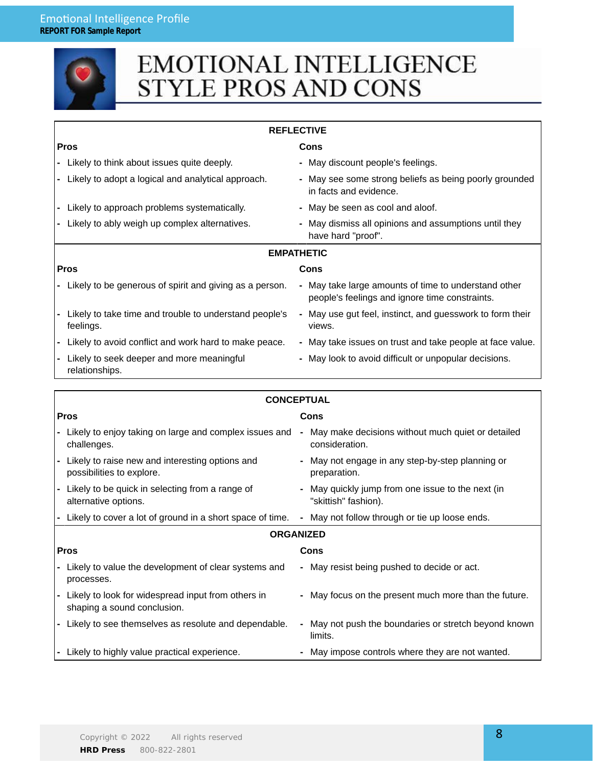# EMOTIONAL INTELLIGENCE STYLE PROS AND CONS

## REFLECTIVE

| Pros | Cons |
|---|---|
| - Likely to think about issues quite deeply. | - May discount people's feelings. |
| - Likely to adopt a logical and analytical approach. | - May see some strong beliefs as being poorly grounded in facts and evidence. |
| - Likely to approach problems systematically. | - May be seen as cool and aloof. |
| - Likely to ably weigh up complex alternatives. | - May dismiss all opinions and assumptions until they have hard "proof". |

## EMPATHETIC

| Pros | Cons |
|---|---|
| - Likely to be generous of spirit and giving as a person. | - May take large amounts of time to understand other people's feelings and ignore time constraints. |
| - Likely to take time and trouble to understand people's feelings. | - May use gut feel, instinct, and guesswork to form their views. |
| - Likely to avoid conflict and work hard to make peace. | - May take issues on trust and take people at face value. |
| - Likely to seek deeper and more meaningful relationships. | - May look to avoid difficult or unpopular decisions. |

## CONCEPTUAL

| Pros | Cons |
|---|---|
| - Likely to enjoy taking on large and complex issues and challenges. | - May make decisions without much quiet or detailed consideration. |
| - Likely to raise new and interesting options and possibilities to explore. | - May not engage in any step-by-step planning or preparation. |
| - Likely to be quick in selecting from a range of alternative options. | - May quickly jump from one issue to the next (in "skittish" fashion). |
| - Likely to cover a lot of ground in a short space of time. | - May not follow through or tie up loose ends. |

## ORGANIZED

| Pros | Cons |
|---|---|
| - Likely to value the development of clear systems and processes. | - May resist being pushed to decide or act. |
| - Likely to look for widespread input from others in shaping a sound conclusion. | - May focus on the present much more than the future. |
| - Likely to see themselves as resolute and dependable. | - May not push the boundaries or stretch beyond known limits. |
| - Likely to highly value practical experience. | - May impose controls where they are not wanted. |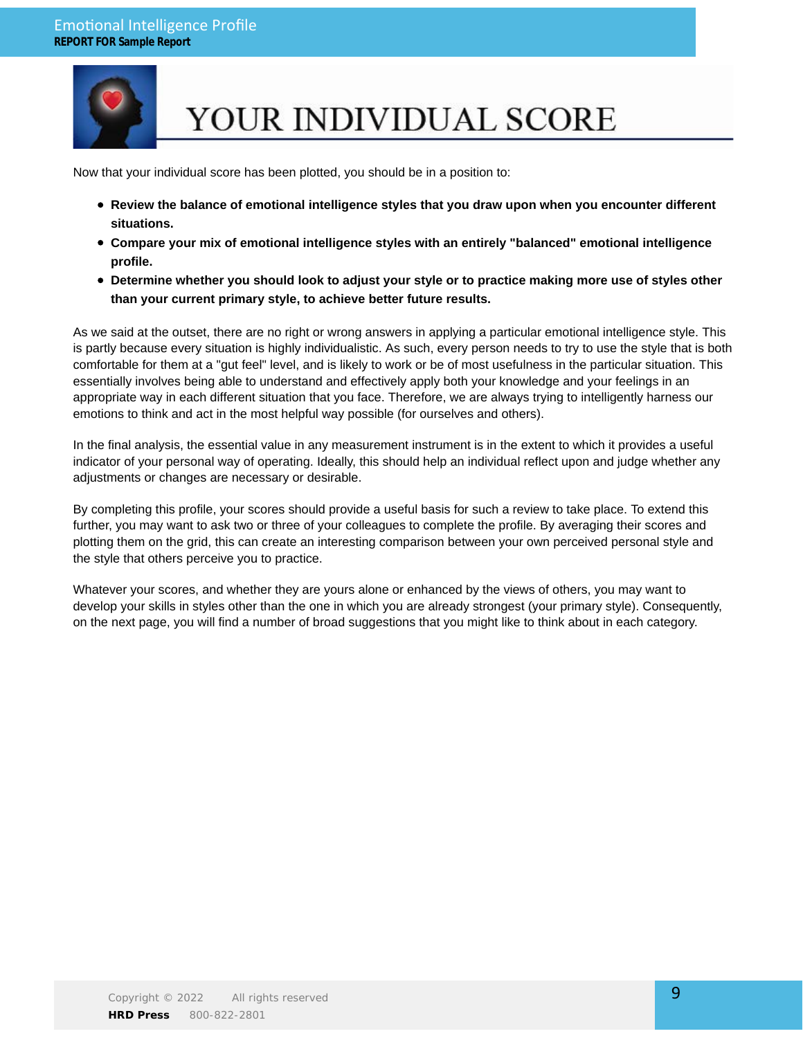# YOUR INDIVIDUAL SCORE

Now that your individual score has been plotted, you should be in a position to:

- **Review the balance of emotional intelligence styles that you draw upon when you encounter different situations.**
- **Compare your mix of emotional intelligence styles with an entirely "balanced" emotional intelligence profile.**
- **Determine whether you should look to adjust your style or to practice making more use of styles other than your current primary style, to achieve better future results.**

As we said at the outset, there are no right or wrong answers in applying a particular emotional intelligence style. This is partly because every situation is highly individualistic. As such, every person needs to try to use the style that is both comfortable for them at a "gut feel" level, and is likely to work or be of most usefulness in the particular situation. This essentially involves being able to understand and effectively apply both your knowledge and your feelings in an appropriate way in each different situation that you face. Therefore, we are always trying to intelligently harness our emotions to think and act in the most helpful way possible (for ourselves and others).

In the final analysis, the essential value in any measurement instrument is in the extent to which it provides a useful indicator of your personal way of operating. Ideally, this should help an individual reflect upon and judge whether any adjustments or changes are necessary or desirable.

By completing this profile, your scores should provide a useful basis for such a review to take place. To extend this further, you may want to ask two or three of your colleagues to complete the profile. By averaging their scores and plotting them on the grid, this can create an interesting comparison between your own perceived personal style and the style that others perceive you to practice.

Whatever your scores, and whether they are yours alone or enhanced by the views of others, you may want to develop your skills in styles other than the one in which you are already strongest (your primary style). Consequently, on the next page, you will find a number of broad suggestions that you might like to think about in each category.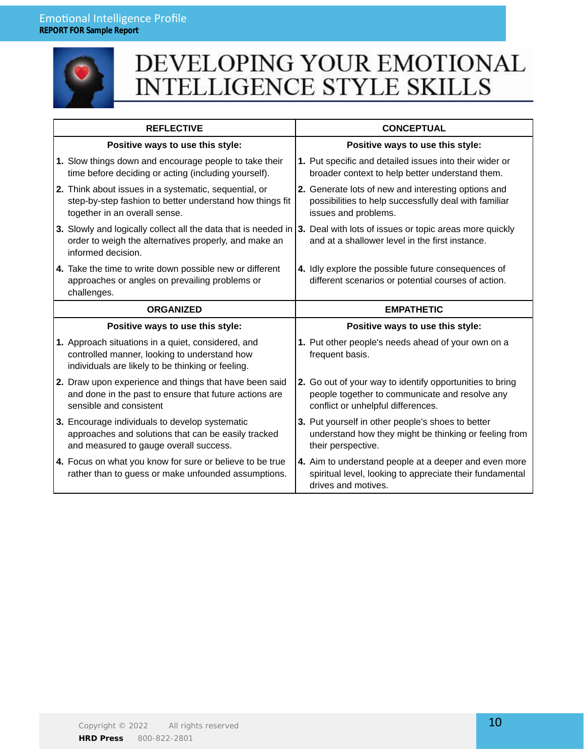# DEVELOPING YOUR EMOTIONAL INTELLIGENCE STYLE SKILLS

| REFLECTIVE | CONCEPTUAL |
| --- | --- |
| **Positive ways to use this style:** | **Positive ways to use this style:** |
| **1.** Slow things down and encourage people to take their time before deciding or acting (including yourself). | **1.** Put specific and detailed issues into their wider or broader context to help better understand them. |
| **2.** Think about issues in a systematic, sequential, or step-by-step fashion to better understand how things fit together in an overall sense. | **2.** Generate lots of new and interesting options and possibilities to help successfully deal with familiar issues and problems. |
| **3.** Slowly and logically collect all the data that is needed in order to weigh the alternatives properly, and make an informed decision. | **3.** Deal with lots of issues or topic areas more quickly and at a shallower level in the first instance. |
| **4.** Take the time to write down possible new or different approaches or angles on prevailing problems or challenges. | **4.** Idly explore the possible future consequences of different scenarios or potential courses of action. |
| **ORGANIZED** | **EMPATHETIC** |
| **Positive ways to use this style:** | **Positive ways to use this style:** |
| **1.** Approach situations in a quiet, considered, and controlled manner, looking to understand how individuals are likely to be thinking or feeling. | **1.** Put other people's needs ahead of your own on a frequent basis. |
| **2.** Draw upon experience and things that have been said and done in the past to ensure that future actions are sensible and consistent | **2.** Go out of your way to identify opportunities to bring people together to communicate and resolve any conflict or unhelpful differences. |
| **3.** Encourage individuals to develop systematic approaches and solutions that can be easily tracked and measured to gauge overall success. | **3.** Put yourself in other people's shoes to better understand how they might be thinking or feeling from their perspective. |
| **4.** Focus on what you know for sure or believe to be true rather than to guess or make unfounded assumptions. | **4.** Aim to understand people at a deeper and even more spiritual level, looking to appreciate their fundamental drives and motives. |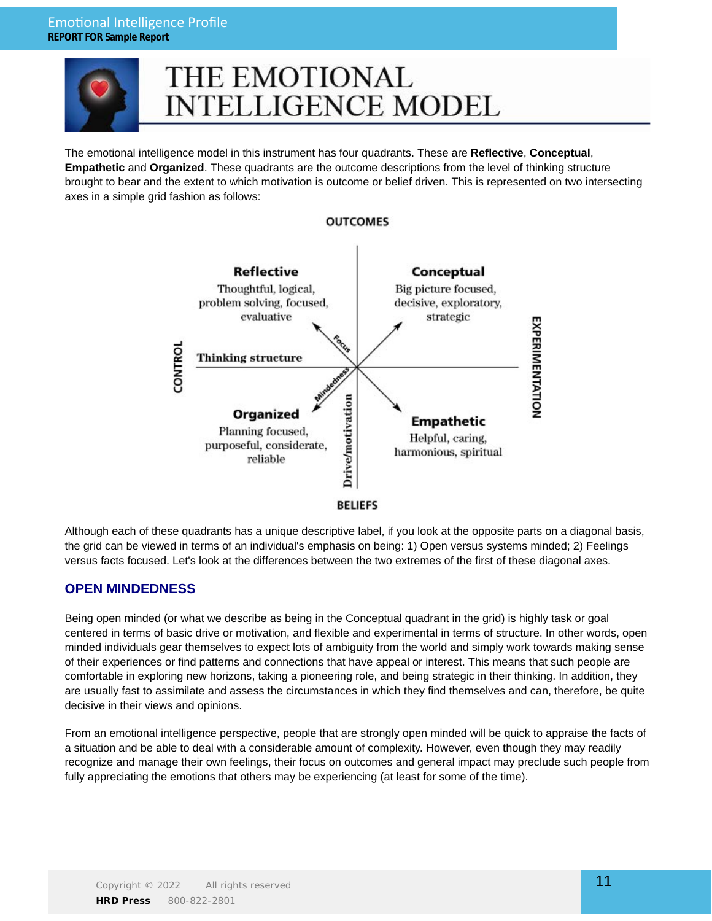# THE EMOTIONAL INTELLIGENCE MODEL

The emotional intelligence model in this instrument has four quadrants. These are **Reflective**, **Conceptual**, **Empathetic** and **Organized**. These quadrants are the outcome descriptions from the level of thinking structure brought to bear and the extent to which motivation is outcome or belief driven. This is represented on two intersecting axes in a simple grid fashion as follows:

OUTCOMES

**Reflective**
Thoughtful, logical, problem solving, focused, evaluative

**Conceptual**
Big picture focused, decisive, exploratory, strategic

CONTROL — Thinking structure — EXPERIMENTATION

Focus — Mindedness — Drive/motivation

**Organized**
Planning focused, purposeful, considerate, reliable

**Empathetic**
Helpful, caring, harmonious, spiritual

BELIEFS

Although each of these quadrants has a unique descriptive label, if you look at the opposite parts on a diagonal basis, the grid can be viewed in terms of an individual's emphasis on being: 1) Open versus systems minded; 2) Feelings versus facts focused. Let's look at the differences between the two extremes of the first of these diagonal axes.

## OPEN MINDEDNESS

Being open minded (or what we describe as being in the Conceptual quadrant in the grid) is highly task or goal centered in terms of basic drive or motivation, and flexible and experimental in terms of structure. In other words, open minded individuals gear themselves to expect lots of ambiguity from the world and simply work towards making sense of their experiences or find patterns and connections that have appeal or interest. This means that such people are comfortable in exploring new horizons, taking a pioneering role, and being strategic in their thinking. In addition, they are usually fast to assimilate and assess the circumstances in which they find themselves and can, therefore, be quite decisive in their views and opinions.

From an emotional intelligence perspective, people that are strongly open minded will be quick to appraise the facts of a situation and be able to deal with a considerable amount of complexity. However, even though they may readily recognize and manage their own feelings, their focus on outcomes and general impact may preclude such people from fully appreciating the emotions that others may be experiencing (at least for some of the time).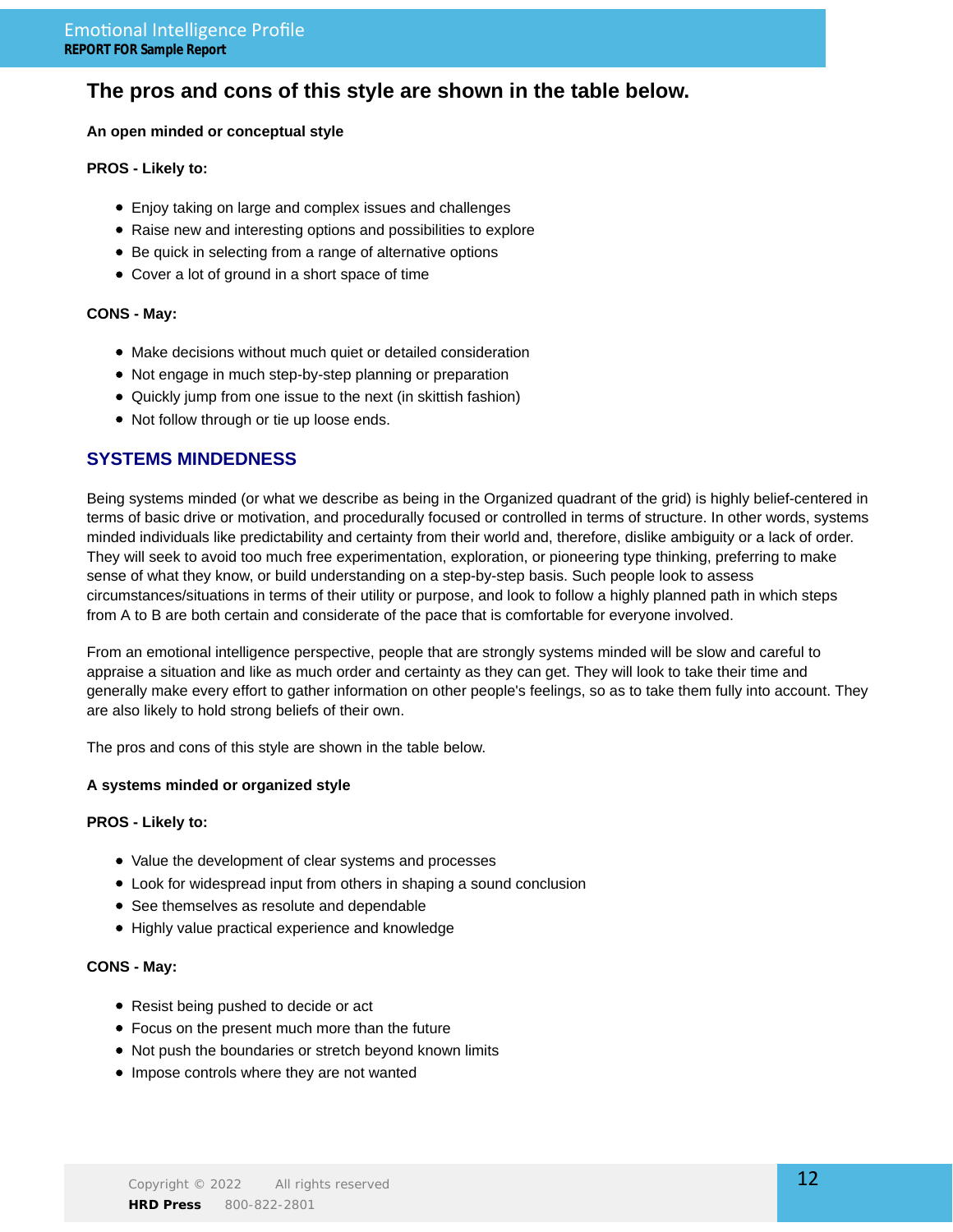## The pros and cons of this style are shown in the table below.

**An open minded or conceptual style**

**PROS - Likely to:**

- Enjoy taking on large and complex issues and challenges
- Raise new and interesting options and possibilities to explore
- Be quick in selecting from a range of alternative options
- Cover a lot of ground in a short space of time

**CONS - May:**

- Make decisions without much quiet or detailed consideration
- Not engage in much step-by-step planning or preparation
- Quickly jump from one issue to the next (in skittish fashion)
- Not follow through or tie up loose ends.

## SYSTEMS MINDEDNESS

Being systems minded (or what we describe as being in the Organized quadrant of the grid) is highly belief-centered in terms of basic drive or motivation, and procedurally focused or controlled in terms of structure. In other words, systems minded individuals like predictability and certainty from their world and, therefore, dislike ambiguity or a lack of order. They will seek to avoid too much free experimentation, exploration, or pioneering type thinking, preferring to make sense of what they know, or build understanding on a step-by-step basis. Such people look to assess circumstances/situations in terms of their utility or purpose, and look to follow a highly planned path in which steps from A to B are both certain and considerate of the pace that is comfortable for everyone involved.

From an emotional intelligence perspective, people that are strongly systems minded will be slow and careful to appraise a situation and like as much order and certainty as they can get. They will look to take their time and generally make every effort to gather information on other people's feelings, so as to take them fully into account. They are also likely to hold strong beliefs of their own.

The pros and cons of this style are shown in the table below.

**A systems minded or organized style**

**PROS - Likely to:**

- Value the development of clear systems and processes
- Look for widespread input from others in shaping a sound conclusion
- See themselves as resolute and dependable
- Highly value practical experience and knowledge

**CONS - May:**

- Resist being pushed to decide or act
- Focus on the present much more than the future
- Not push the boundaries or stretch beyond known limits
- Impose controls where they are not wanted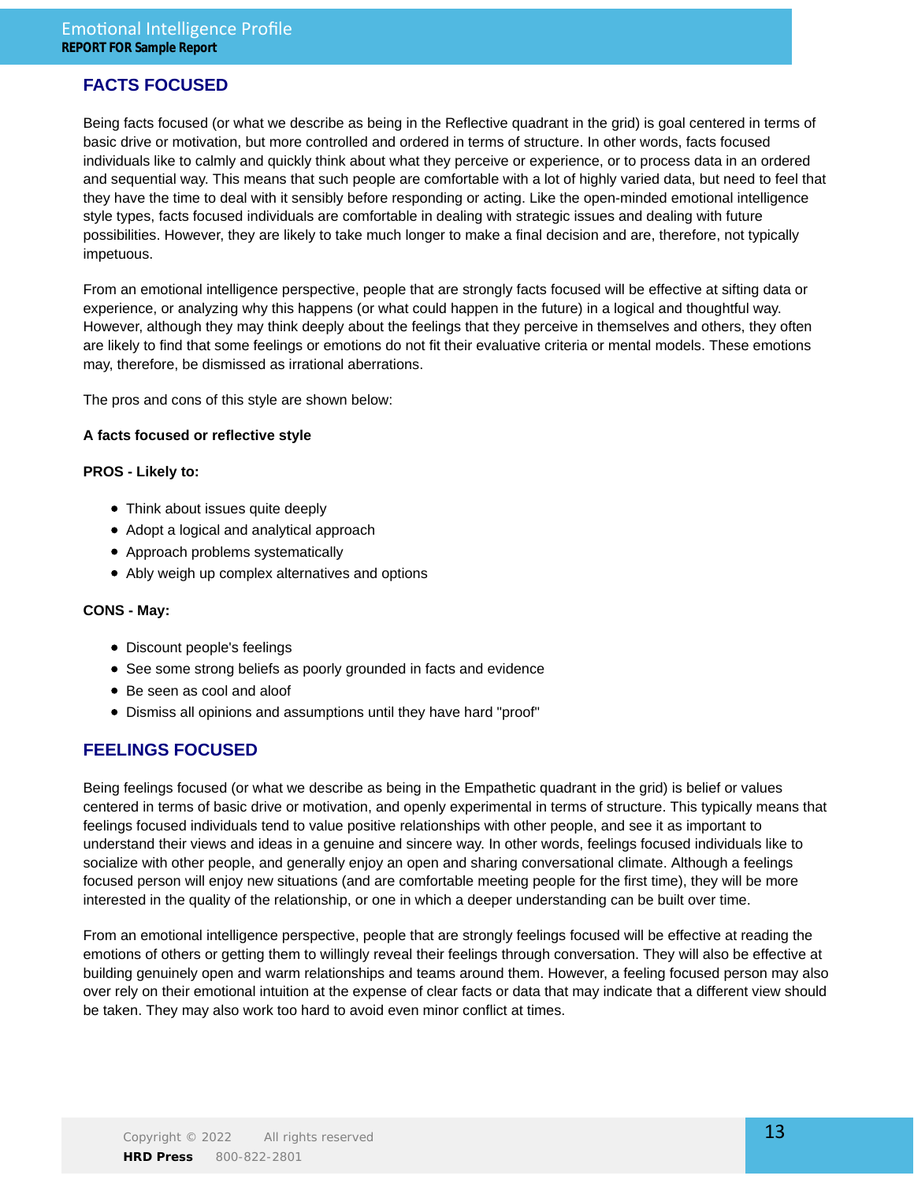## FACTS FOCUSED

Being facts focused (or what we describe as being in the Reflective quadrant in the grid) is goal centered in terms of basic drive or motivation, but more controlled and ordered in terms of structure. In other words, facts focused individuals like to calmly and quickly think about what they perceive or experience, or to process data in an ordered and sequential way. This means that such people are comfortable with a lot of highly varied data, but need to feel that they have the time to deal with it sensibly before responding or acting. Like the open-minded emotional intelligence style types, facts focused individuals are comfortable in dealing with strategic issues and dealing with future possibilities. However, they are likely to take much longer to make a final decision and are, therefore, not typically impetuous.

From an emotional intelligence perspective, people that are strongly facts focused will be effective at sifting data or experience, or analyzing why this happens (or what could happen in the future) in a logical and thoughtful way. However, although they may think deeply about the feelings that they perceive in themselves and others, they often are likely to find that some feelings or emotions do not fit their evaluative criteria or mental models. These emotions may, therefore, be dismissed as irrational aberrations.

The pros and cons of this style are shown below:

**A facts focused or reflective style**

**PROS - Likely to:**

- Think about issues quite deeply
- Adopt a logical and analytical approach
- Approach problems systematically
- Ably weigh up complex alternatives and options

**CONS - May:**

- Discount people's feelings
- See some strong beliefs as poorly grounded in facts and evidence
- Be seen as cool and aloof
- Dismiss all opinions and assumptions until they have hard "proof"

## FEELINGS FOCUSED

Being feelings focused (or what we describe as being in the Empathetic quadrant in the grid) is belief or values centered in terms of basic drive or motivation, and openly experimental in terms of structure. This typically means that feelings focused individuals tend to value positive relationships with other people, and see it as important to understand their views and ideas in a genuine and sincere way. In other words, feelings focused individuals like to socialize with other people, and generally enjoy an open and sharing conversational climate. Although a feelings focused person will enjoy new situations (and are comfortable meeting people for the first time), they will be more interested in the quality of the relationship, or one in which a deeper understanding can be built over time.

From an emotional intelligence perspective, people that are strongly feelings focused will be effective at reading the emotions of others or getting them to willingly reveal their feelings through conversation. They will also be effective at building genuinely open and warm relationships and teams around them. However, a feeling focused person may also over rely on their emotional intuition at the expense of clear facts or data that may indicate that a different view should be taken. They may also work too hard to avoid even minor conflict at times.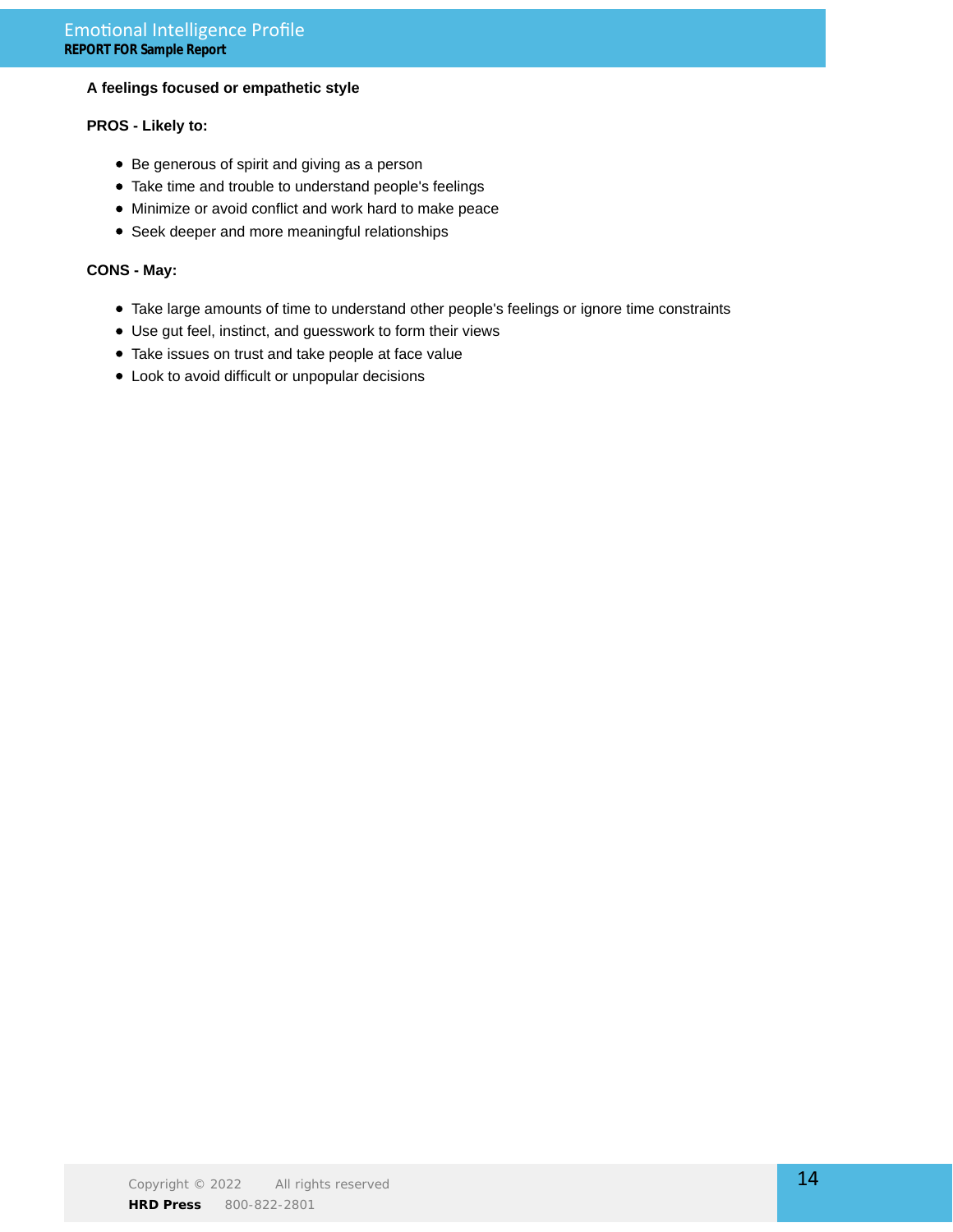**A feelings focused or empathetic style**

**PROS - Likely to:**

- Be generous of spirit and giving as a person
- Take time and trouble to understand people's feelings
- Minimize or avoid conflict and work hard to make peace
- Seek deeper and more meaningful relationships

**CONS - May:**

- Take large amounts of time to understand other people's feelings or ignore time constraints
- Use gut feel, instinct, and guesswork to form their views
- Take issues on trust and take people at face value
- Look to avoid difficult or unpopular decisions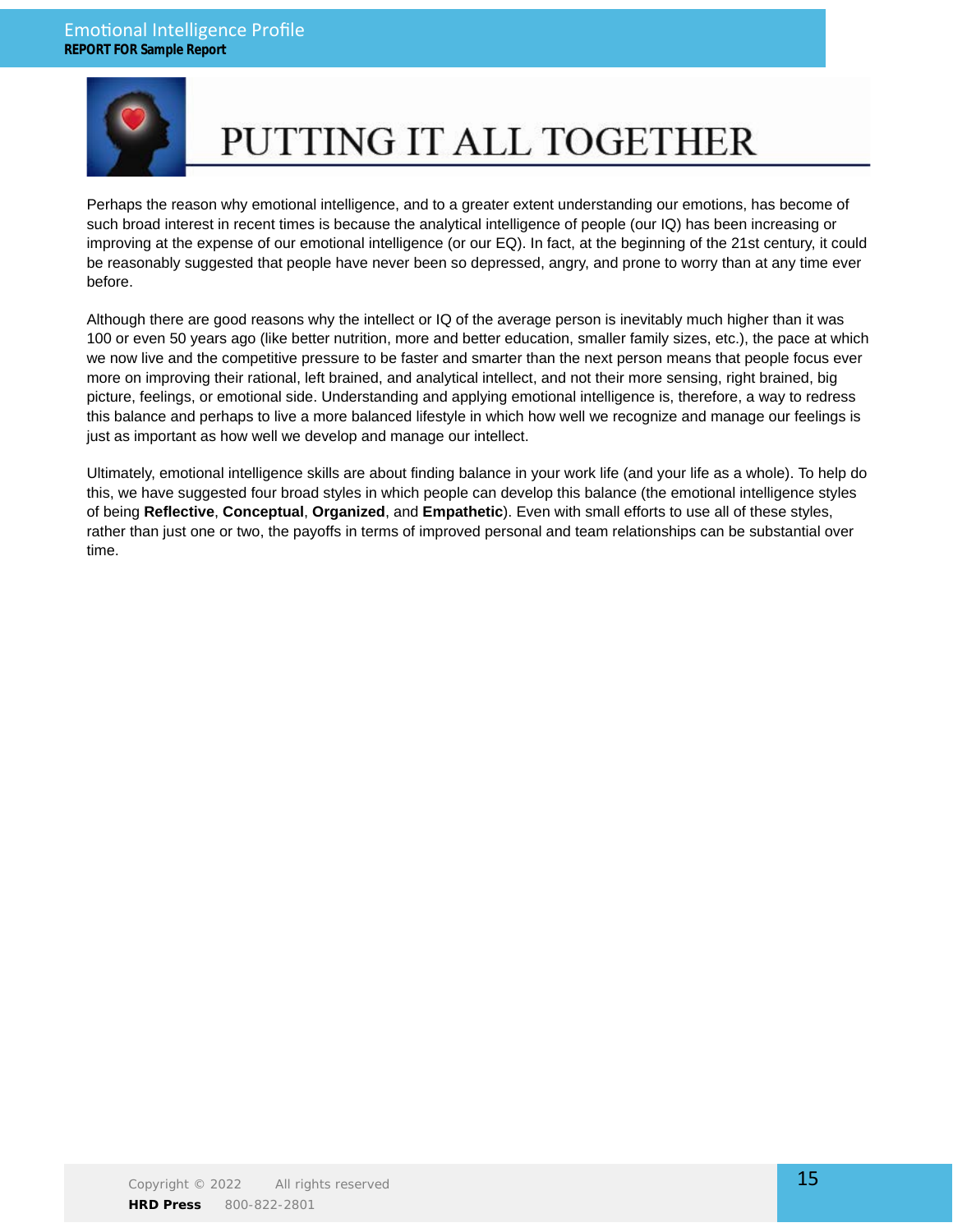# PUTTING IT ALL TOGETHER

Perhaps the reason why emotional intelligence, and to a greater extent understanding our emotions, has become of such broad interest in recent times is because the analytical intelligence of people (our IQ) has been increasing or improving at the expense of our emotional intelligence (or our EQ). In fact, at the beginning of the 21st century, it could be reasonably suggested that people have never been so depressed, angry, and prone to worry than at any time ever before.

Although there are good reasons why the intellect or IQ of the average person is inevitably much higher than it was 100 or even 50 years ago (like better nutrition, more and better education, smaller family sizes, etc.), the pace at which we now live and the competitive pressure to be faster and smarter than the next person means that people focus ever more on improving their rational, left brained, and analytical intellect, and not their more sensing, right brained, big picture, feelings, or emotional side. Understanding and applying emotional intelligence is, therefore, a way to redress this balance and perhaps to live a more balanced lifestyle in which how well we recognize and manage our feelings is just as important as how well we develop and manage our intellect.

Ultimately, emotional intelligence skills are about finding balance in your work life (and your life as a whole). To help do this, we have suggested four broad styles in which people can develop this balance (the emotional intelligence styles of being **Reflective**, **Conceptual**, **Organized**, and **Empathetic**). Even with small efforts to use all of these styles, rather than just one or two, the payoffs in terms of improved personal and team relationships can be substantial over time.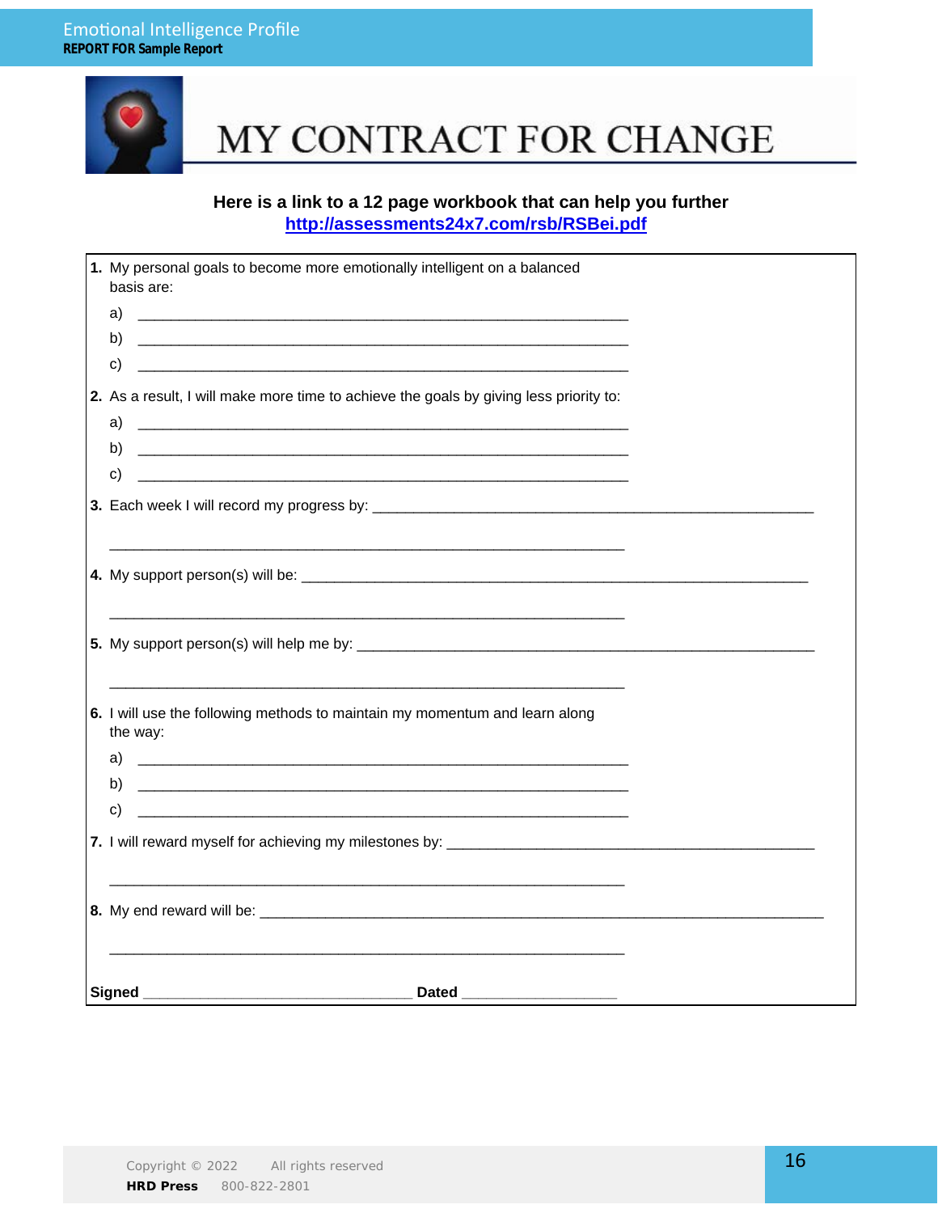# MY CONTRACT FOR CHANGE

**Here is a link to a 12 page workbook that can help you further**
**http://assessments24x7.com/rsb/RSBei.pdf**

**1.** My personal goals to become more emotionally intelligent on a balanced basis are:

a) ____________________________________________________________

b) ____________________________________________________________

c) ____________________________________________________________

**2.** As a result, I will make more time to achieve the goals by giving less priority to:

a) ____________________________________________________________

b) ____________________________________________________________

c) ____________________________________________________________

**3.** Each week I will record my progress by: ______________________________________________________

_______________________________________________________________

**4.** My support person(s) will be: ______________________________________________________________

_______________________________________________________________

**5.** My support person(s) will help me by: _______________________________________________________

_______________________________________________________________

**6.** I will use the following methods to maintain my momentum and learn along the way:

a) ____________________________________________________________

b) ____________________________________________________________

c) ____________________________________________________________

**7.** I will reward myself for achieving my milestones by: ____________________________________________

_______________________________________________________________

**8.** My end reward will be: ____________________________________________________________________

_______________________________________________________________

**Signed** _________________________________ **Dated** ___________________